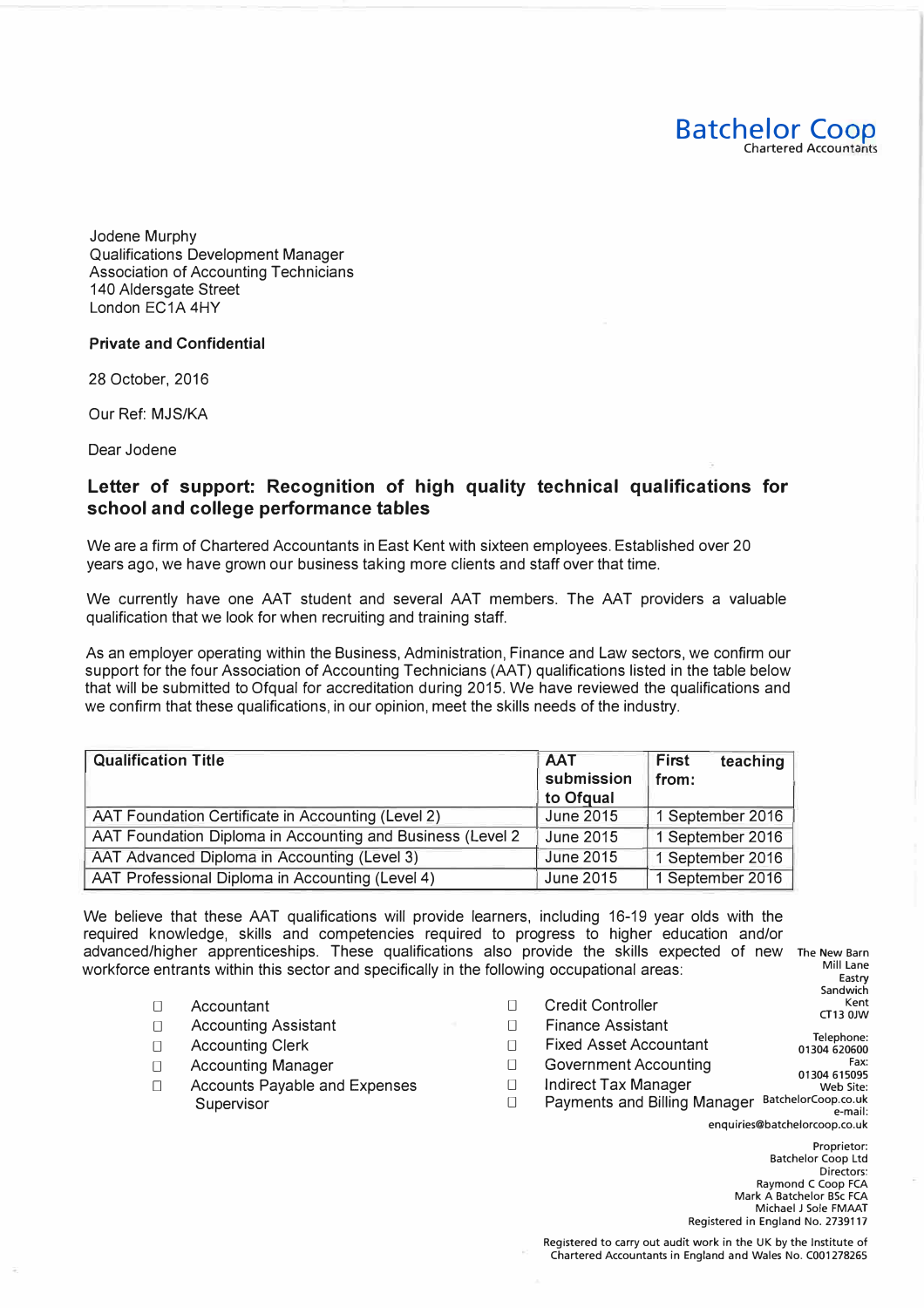**Batchelor Coop**
Chartered Accountants

Jodene Murphy
Qualifications Development Manager
Association of Accounting Technicians
140 Aldersgate Street
London EC1A 4HY

**Private and Confidential**

28 October, 2016

Our Ref: MJS/KA

Dear Jodene

## Letter of support: Recognition of high quality technical qualifications for school and college performance tables

We are a firm of Chartered Accountants in East Kent with sixteen employees. Established over 20 years ago, we have grown our business taking more clients and staff over that time.

We currently have one AAT student and several AAT members. The AAT providers a valuable qualification that we look for when recruiting and training staff.

As an employer operating within the Business, Administration, Finance and Law sectors, we confirm our support for the four Association of Accounting Technicians (AAT) qualifications listed in the table below that will be submitted to Ofqual for accreditation during 2015. We have reviewed the qualifications and we confirm that these qualifications, in our opinion, meet the skills needs of the industry.

| Qualification Title | AAT submission to Ofqual | First teaching from: |
|---|---|---|
| AAT Foundation Certificate in Accounting (Level 2) | June 2015 | 1 September 2016 |
| AAT Foundation Diploma in Accounting and Business (Level 2 | June 2015 | 1 September 2016 |
| AAT Advanced Diploma in Accounting (Level 3) | June 2015 | 1 September 2016 |
| AAT Professional Diploma in Accounting (Level 4) | June 2015 | 1 September 2016 |

We believe that these AAT qualifications will provide learners, including 16-19 year olds with the required knowledge, skills and competencies required to progress to higher education and/or advanced/higher apprenticeships. These qualifications also provide the skills expected of new workforce entrants within this sector and specifically in the following occupational areas:

- Accountant
- Accounting Assistant
- Accounting Clerk
- Accounting Manager
- Accounts Payable and Expenses Supervisor
- Credit Controller
- Finance Assistant
- Fixed Asset Accountant
- Government Accounting
- Indirect Tax Manager
- Payments and Billing Manager

The New Barn
Mill Lane
Eastry
Sandwich
Kent
CT13 0JW

Telephone:
01304 620600
Fax:
01304 615095
Web Site:
BatchelorCoop.co.uk
e-mail:
enquiries@batchelorcoop.co.uk

Proprietor:
Batchelor Coop Ltd
Directors:
Raymond C Coop FCA
Mark A Batchelor BSc FCA
Michael J Sole FMAAT
Registered in England No. 2739117

Registered to carry out audit work in the UK by the Institute of Chartered Accountants in England and Wales No. C001278265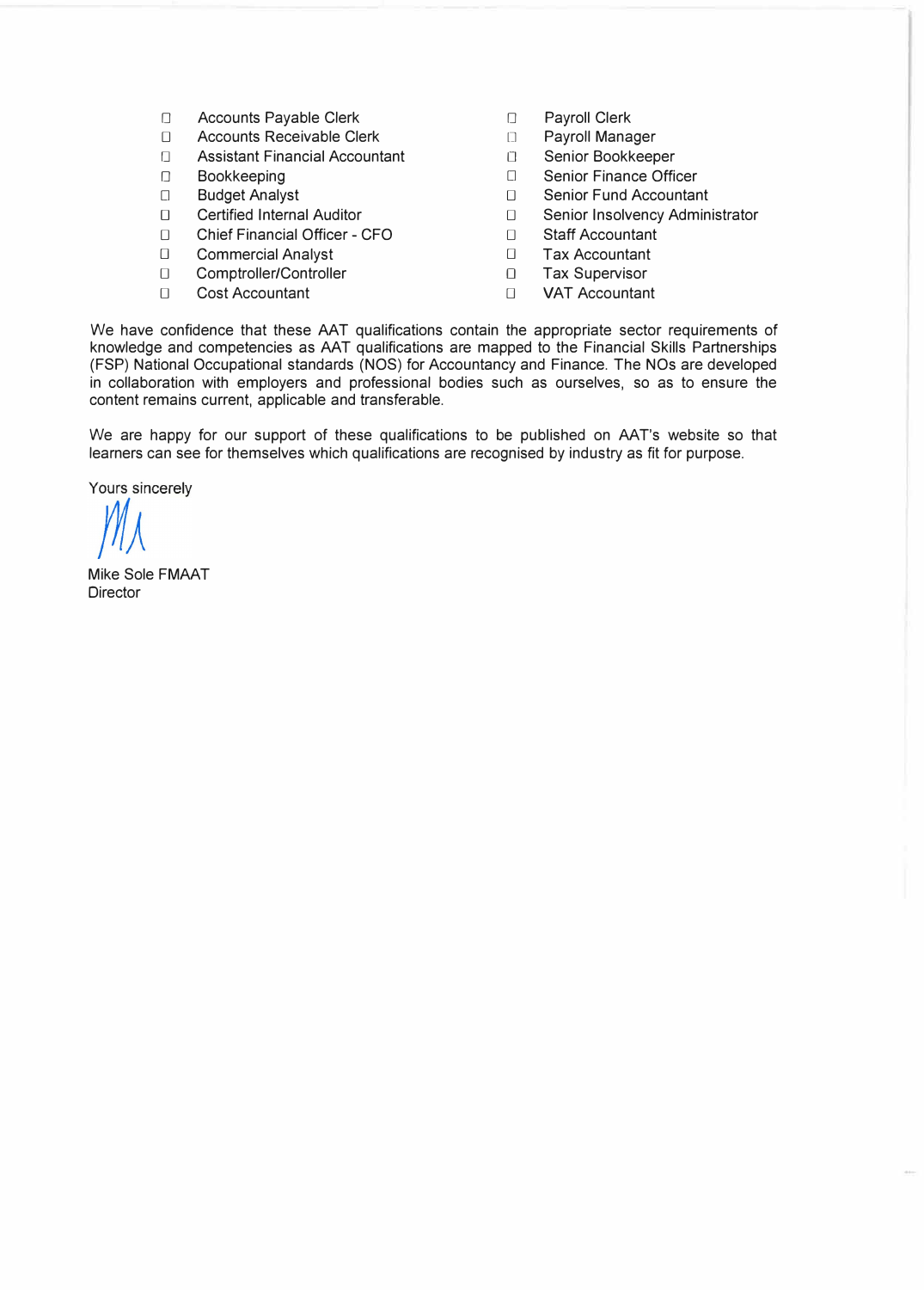- Accounts Payable Clerk
- Accounts Receivable Clerk
- Assistant Financial Accountant
- Bookkeeping
- Budget Analyst
- Certified Internal Auditor
- Chief Financial Officer - CFO
- Commercial Analyst
- Comptroller/Controller
- Cost Accountant
- Payroll Clerk
- Payroll Manager
- Senior Bookkeeper
- Senior Finance Officer
- Senior Fund Accountant
- Senior Insolvency Administrator
- Staff Accountant
- Tax Accountant
- Tax Supervisor
- VAT Accountant

We have confidence that these AAT qualifications contain the appropriate sector requirements of knowledge and competencies as AAT qualifications are mapped to the Financial Skills Partnerships (FSP) National Occupational standards (NOS) for Accountancy and Finance. The NOs are developed in collaboration with employers and professional bodies such as ourselves, so as to ensure the content remains current, applicable and transferable.

We are happy for our support of these qualifications to be published on AAT's website so that learners can see for themselves which qualifications are recognised by industry as fit for purpose.

Yours sincerely

Mike Sole FMAAT
Director